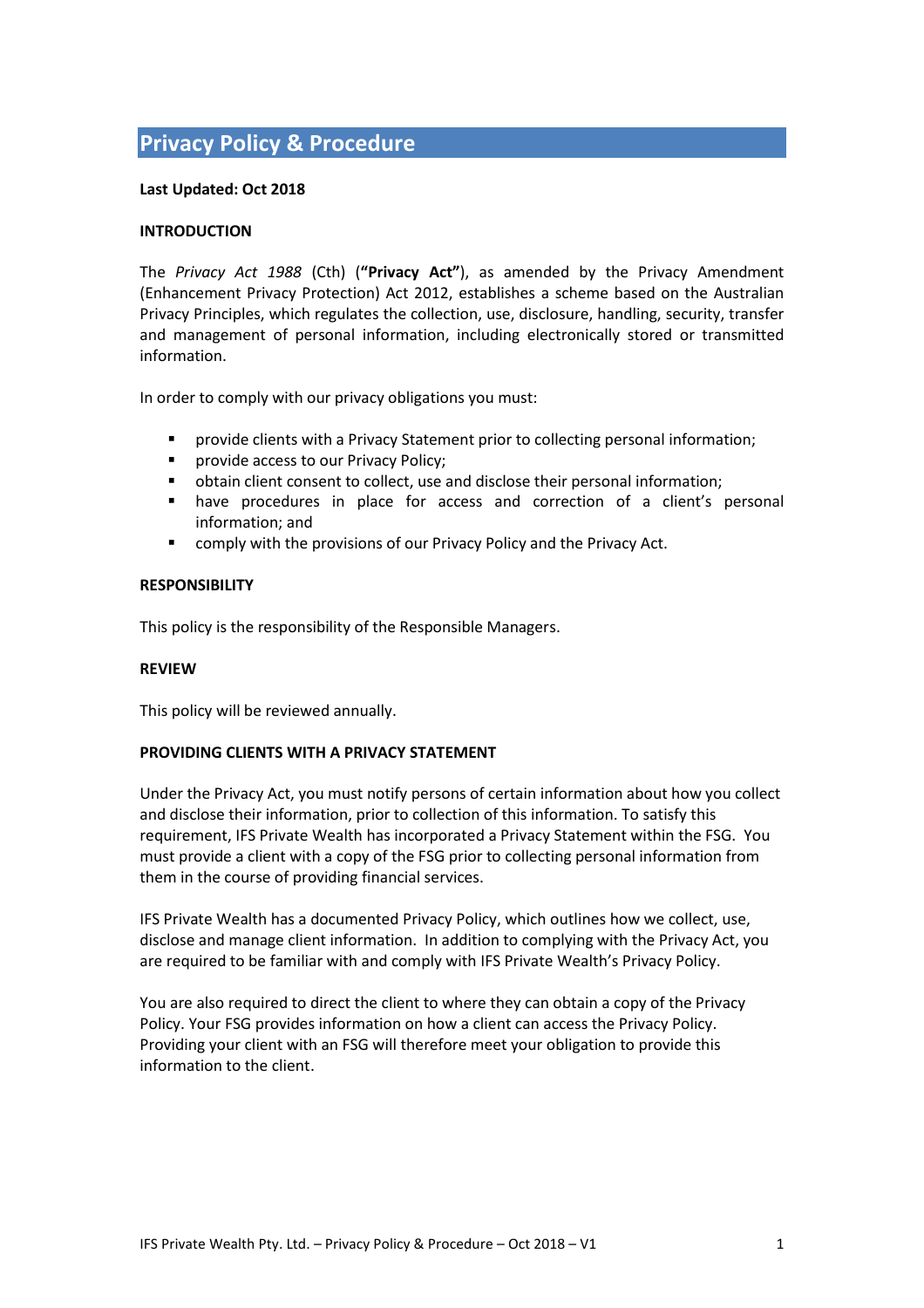# Privacy Policy & Procedure

**Last Updated: Oct 2018**

**INTRODUCTION**

The *Privacy Act 1988* (Cth) (**"Privacy Act"**), as amended by the Privacy Amendment (Enhancement Privacy Protection) Act 2012, establishes a scheme based on the Australian Privacy Principles, which regulates the collection, use, disclosure, handling, security, transfer and management of personal information, including electronically stored or transmitted information.

In order to comply with our privacy obligations you must:

- provide clients with a Privacy Statement prior to collecting personal information;
- provide access to our Privacy Policy;
- obtain client consent to collect, use and disclose their personal information;
- have procedures in place for access and correction of a client's personal information; and
- comply with the provisions of our Privacy Policy and the Privacy Act.

**RESPONSIBILITY**

This policy is the responsibility of the Responsible Managers.

**REVIEW**

This policy will be reviewed annually.

**PROVIDING CLIENTS WITH A PRIVACY STATEMENT**

Under the Privacy Act, you must notify persons of certain information about how you collect and disclose their information, prior to collection of this information. To satisfy this requirement, IFS Private Wealth has incorporated a Privacy Statement within the FSG. You must provide a client with a copy of the FSG prior to collecting personal information from them in the course of providing financial services.

IFS Private Wealth has a documented Privacy Policy, which outlines how we collect, use, disclose and manage client information. In addition to complying with the Privacy Act, you are required to be familiar with and comply with IFS Private Wealth's Privacy Policy.

You are also required to direct the client to where they can obtain a copy of the Privacy Policy. Your FSG provides information on how a client can access the Privacy Policy. Providing your client with an FSG will therefore meet your obligation to provide this information to the client.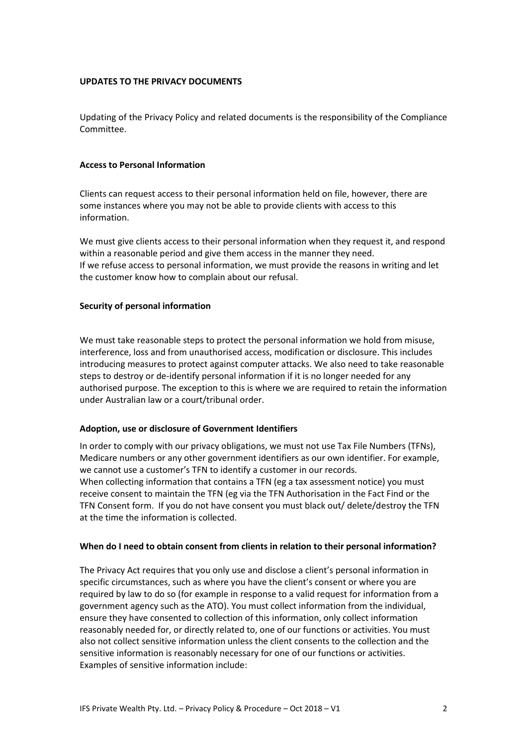**UPDATES TO THE PRIVACY DOCUMENTS**

Updating of the Privacy Policy and related documents is the responsibility of the Compliance Committee.

**Access to Personal Information**

Clients can request access to their personal information held on file, however, there are some instances where you may not be able to provide clients with access to this information.

We must give clients access to their personal information when they request it, and respond within a reasonable period and give them access in the manner they need.
If we refuse access to personal information, we must provide the reasons in writing and let the customer know how to complain about our refusal.

**Security of personal information**

We must take reasonable steps to protect the personal information we hold from misuse, interference, loss and from unauthorised access, modification or disclosure. This includes introducing measures to protect against computer attacks. We also need to take reasonable steps to destroy or de-identify personal information if it is no longer needed for any authorised purpose. The exception to this is where we are required to retain the information under Australian law or a court/tribunal order.

**Adoption, use or disclosure of Government Identifiers**

In order to comply with our privacy obligations, we must not use Tax File Numbers (TFNs), Medicare numbers or any other government identifiers as our own identifier. For example, we cannot use a customer's TFN to identify a customer in our records.
When collecting information that contains a TFN (eg a tax assessment notice) you must receive consent to maintain the TFN (eg via the TFN Authorisation in the Fact Find or the TFN Consent form. If you do not have consent you must black out/ delete/destroy the TFN at the time the information is collected.

**When do I need to obtain consent from clients in relation to their personal information?**

The Privacy Act requires that you only use and disclose a client's personal information in specific circumstances, such as where you have the client's consent or where you are required by law to do so (for example in response to a valid request for information from a government agency such as the ATO). You must collect information from the individual, ensure they have consented to collection of this information, only collect information reasonably needed for, or directly related to, one of our functions or activities. You must also not collect sensitive information unless the client consents to the collection and the sensitive information is reasonably necessary for one of our functions or activities.
Examples of sensitive information include: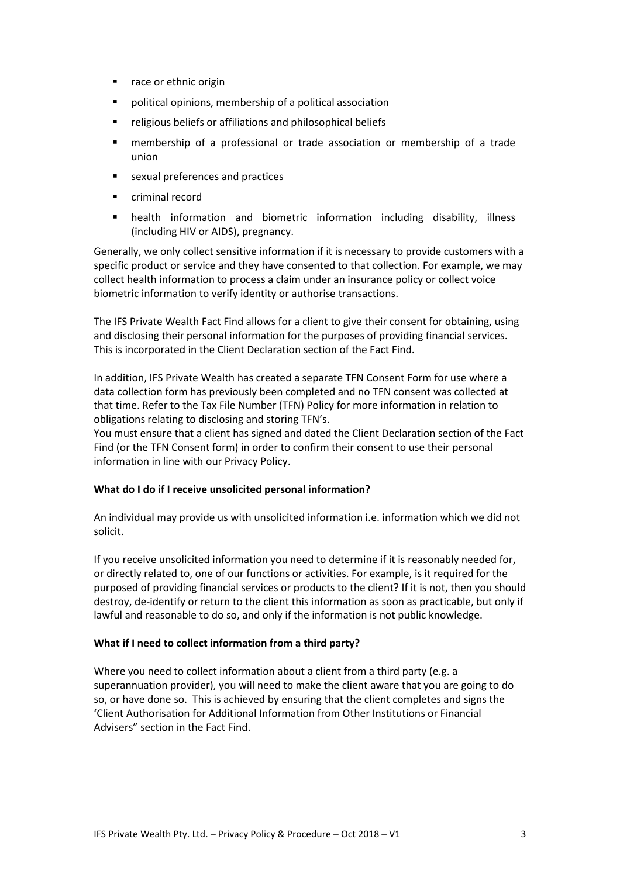- race or ethnic origin
- political opinions, membership of a political association
- religious beliefs or affiliations and philosophical beliefs
- membership of a professional or trade association or membership of a trade union
- sexual preferences and practices
- criminal record
- health information and biometric information including disability, illness (including HIV or AIDS), pregnancy.

Generally, we only collect sensitive information if it is necessary to provide customers with a specific product or service and they have consented to that collection. For example, we may collect health information to process a claim under an insurance policy or collect voice biometric information to verify identity or authorise transactions.

The IFS Private Wealth Fact Find allows for a client to give their consent for obtaining, using and disclosing their personal information for the purposes of providing financial services. This is incorporated in the Client Declaration section of the Fact Find.

In addition, IFS Private Wealth has created a separate TFN Consent Form for use where a data collection form has previously been completed and no TFN consent was collected at that time. Refer to the Tax File Number (TFN) Policy for more information in relation to obligations relating to disclosing and storing TFN's.

You must ensure that a client has signed and dated the Client Declaration section of the Fact Find (or the TFN Consent form) in order to confirm their consent to use their personal information in line with our Privacy Policy.

**What do I do if I receive unsolicited personal information?**

An individual may provide us with unsolicited information i.e. information which we did not solicit.

If you receive unsolicited information you need to determine if it is reasonably needed for, or directly related to, one of our functions or activities. For example, is it required for the purposed of providing financial services or products to the client? If it is not, then you should destroy, de-identify or return to the client this information as soon as practicable, but only if lawful and reasonable to do so, and only if the information is not public knowledge.

**What if I need to collect information from a third party?**

Where you need to collect information about a client from a third party (e.g. a superannuation provider), you will need to make the client aware that you are going to do so, or have done so. This is achieved by ensuring that the client completes and signs the 'Client Authorisation for Additional Information from Other Institutions or Financial Advisers" section in the Fact Find.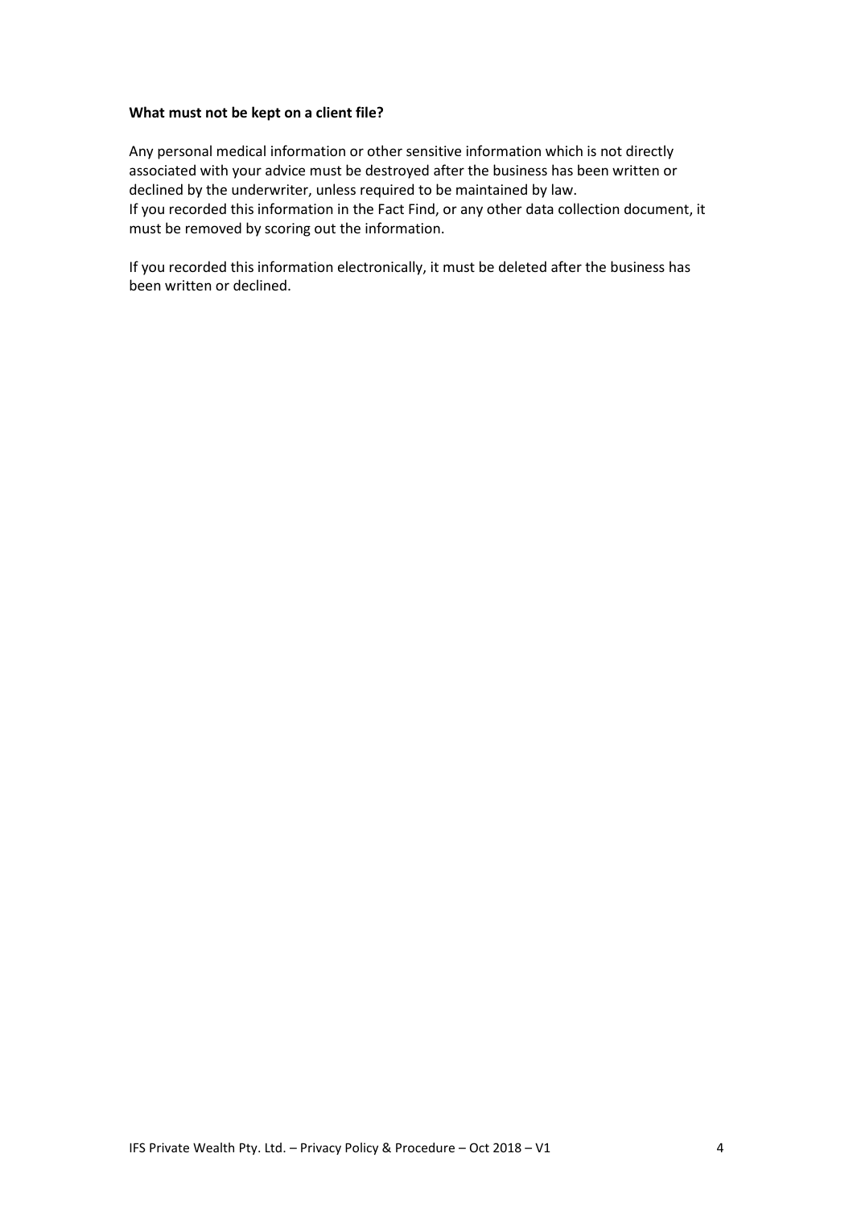**What must not be kept on a client file?**

Any personal medical information or other sensitive information which is not directly associated with your advice must be destroyed after the business has been written or declined by the underwriter, unless required to be maintained by law.
If you recorded this information in the Fact Find, or any other data collection document, it must be removed by scoring out the information.

If you recorded this information electronically, it must be deleted after the business has been written or declined.